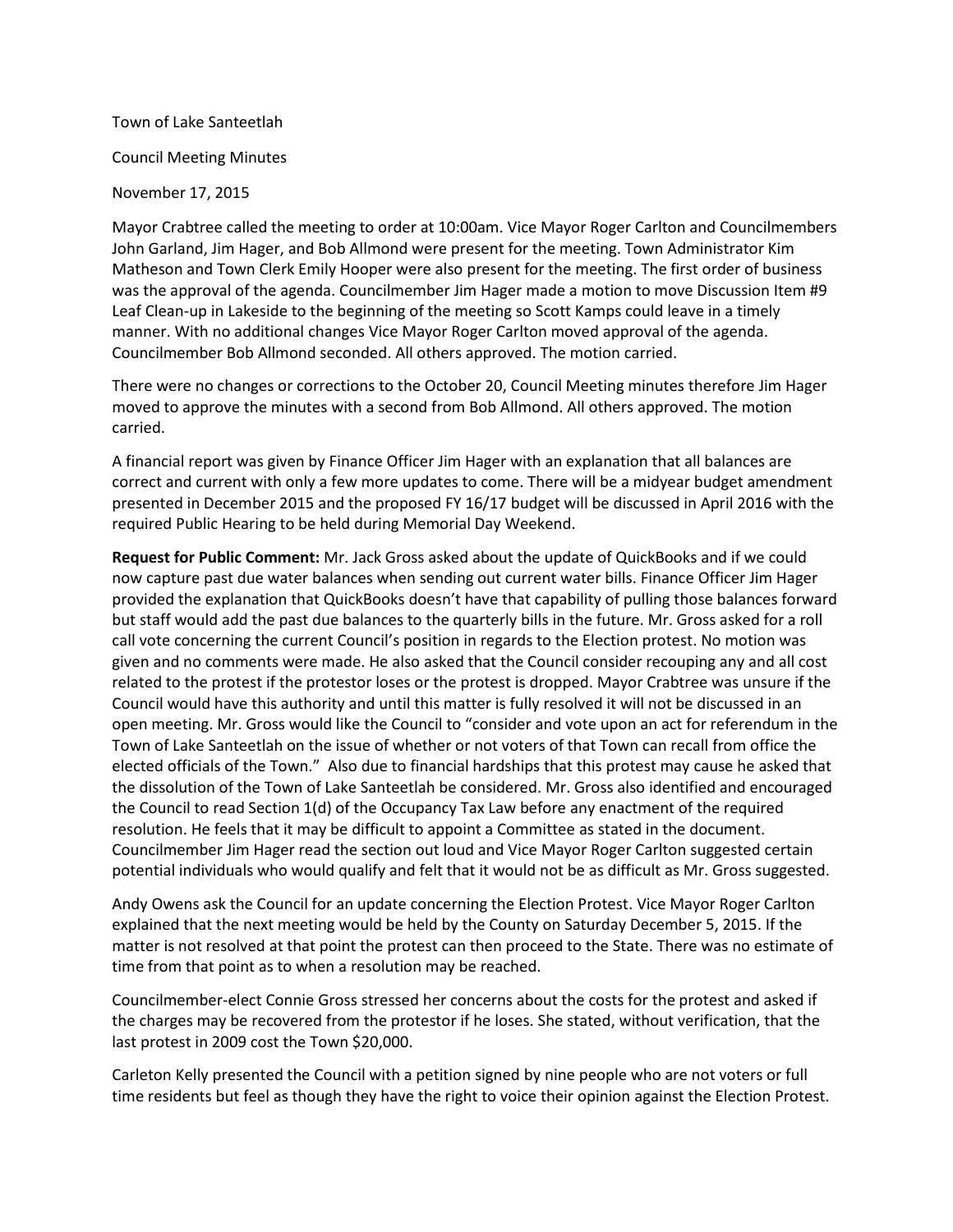Town of Lake Santeetlah

Council Meeting Minutes

November 17, 2015

Mayor Crabtree called the meeting to order at 10:00am. Vice Mayor Roger Carlton and Councilmembers John Garland, Jim Hager, and Bob Allmond were present for the meeting. Town Administrator Kim Matheson and Town Clerk Emily Hooper were also present for the meeting. The first order of business was the approval of the agenda. Councilmember Jim Hager made a motion to move Discussion Item #9 Leaf Clean-up in Lakeside to the beginning of the meeting so Scott Kamps could leave in a timely manner. With no additional changes Vice Mayor Roger Carlton moved approval of the agenda. Councilmember Bob Allmond seconded. All others approved. The motion carried.

There were no changes or corrections to the October 20, Council Meeting minutes therefore Jim Hager moved to approve the minutes with a second from Bob Allmond. All others approved. The motion carried.

A financial report was given by Finance Officer Jim Hager with an explanation that all balances are correct and current with only a few more updates to come. There will be a midyear budget amendment presented in December 2015 and the proposed FY 16/17 budget will be discussed in April 2016 with the required Public Hearing to be held during Memorial Day Weekend.

**Request for Public Comment:** Mr. Jack Gross asked about the update of QuickBooks and if we could now capture past due water balances when sending out current water bills. Finance Officer Jim Hager provided the explanation that QuickBooks doesn't have that capability of pulling those balances forward but staff would add the past due balances to the quarterly bills in the future. Mr. Gross asked for a roll call vote concerning the current Council's position in regards to the Election protest. No motion was given and no comments were made. He also asked that the Council consider recouping any and all cost related to the protest if the protestor loses or the protest is dropped. Mayor Crabtree was unsure if the Council would have this authority and until this matter is fully resolved it will not be discussed in an open meeting. Mr. Gross would like the Council to "consider and vote upon an act for referendum in the Town of Lake Santeetlah on the issue of whether or not voters of that Town can recall from office the elected officials of the Town." Also due to financial hardships that this protest may cause he asked that the dissolution of the Town of Lake Santeetlah be considered. Mr. Gross also identified and encouraged the Council to read Section 1(d) of the Occupancy Tax Law before any enactment of the required resolution. He feels that it may be difficult to appoint a Committee as stated in the document. Councilmember Jim Hager read the section out loud and Vice Mayor Roger Carlton suggested certain potential individuals who would qualify and felt that it would not be as difficult as Mr. Gross suggested.

Andy Owens ask the Council for an update concerning the Election Protest. Vice Mayor Roger Carlton explained that the next meeting would be held by the County on Saturday December 5, 2015. If the matter is not resolved at that point the protest can then proceed to the State. There was no estimate of time from that point as to when a resolution may be reached.

Councilmember-elect Connie Gross stressed her concerns about the costs for the protest and asked if the charges may be recovered from the protestor if he loses. She stated, without verification, that the last protest in 2009 cost the Town $20,000.

Carleton Kelly presented the Council with a petition signed by nine people who are not voters or full time residents but feel as though they have the right to voice their opinion against the Election Protest.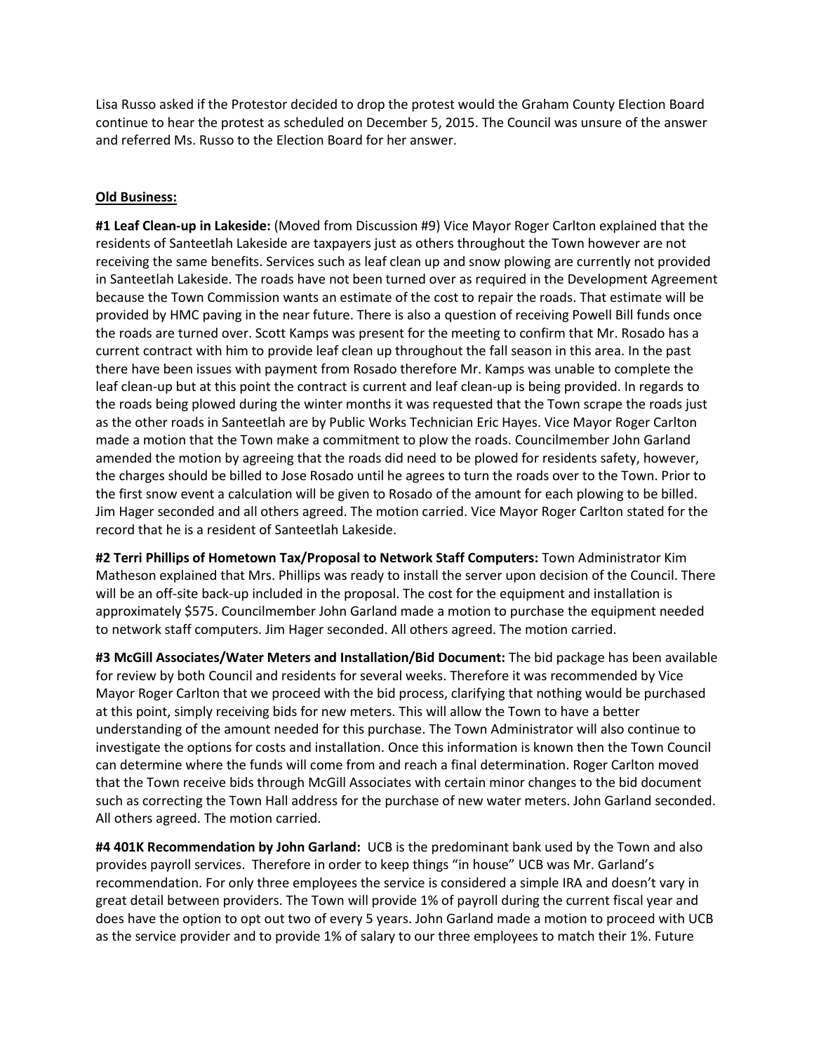Lisa Russo asked if the Protestor decided to drop the protest would the Graham County Election Board continue to hear the protest as scheduled on December 5, 2015. The Council was unsure of the answer and referred Ms. Russo to the Election Board for her answer.

**Old Business:**

**#1 Leaf Clean-up in Lakeside:** (Moved from Discussion #9) Vice Mayor Roger Carlton explained that the residents of Santeetlah Lakeside are taxpayers just as others throughout the Town however are not receiving the same benefits. Services such as leaf clean up and snow plowing are currently not provided in Santeetlah Lakeside. The roads have not been turned over as required in the Development Agreement because the Town Commission wants an estimate of the cost to repair the roads. That estimate will be provided by HMC paving in the near future. There is also a question of receiving Powell Bill funds once the roads are turned over. Scott Kamps was present for the meeting to confirm that Mr. Rosado has a current contract with him to provide leaf clean up throughout the fall season in this area. In the past there have been issues with payment from Rosado therefore Mr. Kamps was unable to complete the leaf clean-up but at this point the contract is current and leaf clean-up is being provided. In regards to the roads being plowed during the winter months it was requested that the Town scrape the roads just as the other roads in Santeetlah are by Public Works Technician Eric Hayes. Vice Mayor Roger Carlton made a motion that the Town make a commitment to plow the roads. Councilmember John Garland amended the motion by agreeing that the roads did need to be plowed for residents safety, however, the charges should be billed to Jose Rosado until he agrees to turn the roads over to the Town. Prior to the first snow event a calculation will be given to Rosado of the amount for each plowing to be billed. Jim Hager seconded and all others agreed. The motion carried. Vice Mayor Roger Carlton stated for the record that he is a resident of Santeetlah Lakeside.

**#2 Terri Phillips of Hometown Tax/Proposal to Network Staff Computers:** Town Administrator Kim Matheson explained that Mrs. Phillips was ready to install the server upon decision of the Council. There will be an off-site back-up included in the proposal. The cost for the equipment and installation is approximately $575. Councilmember John Garland made a motion to purchase the equipment needed to network staff computers. Jim Hager seconded. All others agreed. The motion carried.

**#3 McGill Associates/Water Meters and Installation/Bid Document:** The bid package has been available for review by both Council and residents for several weeks. Therefore it was recommended by Vice Mayor Roger Carlton that we proceed with the bid process, clarifying that nothing would be purchased at this point, simply receiving bids for new meters. This will allow the Town to have a better understanding of the amount needed for this purchase. The Town Administrator will also continue to investigate the options for costs and installation. Once this information is known then the Town Council can determine where the funds will come from and reach a final determination. Roger Carlton moved that the Town receive bids through McGill Associates with certain minor changes to the bid document such as correcting the Town Hall address for the purchase of new water meters. John Garland seconded. All others agreed. The motion carried.

**#4 401K Recommendation by John Garland:** UCB is the predominant bank used by the Town and also provides payroll services. Therefore in order to keep things "in house" UCB was Mr. Garland's recommendation. For only three employees the service is considered a simple IRA and doesn't vary in great detail between providers. The Town will provide 1% of payroll during the current fiscal year and does have the option to opt out two of every 5 years. John Garland made a motion to proceed with UCB as the service provider and to provide 1% of salary to our three employees to match their 1%. Future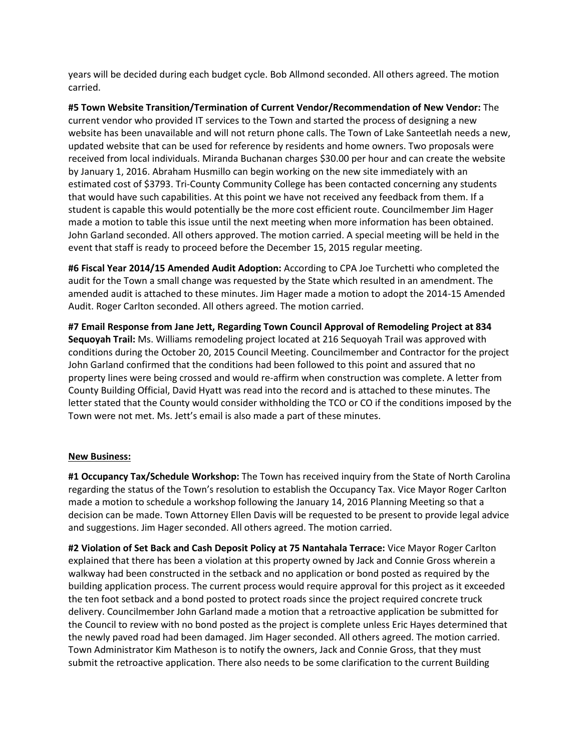years will be decided during each budget cycle. Bob Allmond seconded. All others agreed. The motion carried.

**#5 Town Website Transition/Termination of Current Vendor/Recommendation of New Vendor:** The current vendor who provided IT services to the Town and started the process of designing a new website has been unavailable and will not return phone calls. The Town of Lake Santeetlah needs a new, updated website that can be used for reference by residents and home owners. Two proposals were received from local individuals. Miranda Buchanan charges $30.00 per hour and can create the website by January 1, 2016. Abraham Husmillo can begin working on the new site immediately with an estimated cost of $3793. Tri-County Community College has been contacted concerning any students that would have such capabilities. At this point we have not received any feedback from them. If a student is capable this would potentially be the more cost efficient route. Councilmember Jim Hager made a motion to table this issue until the next meeting when more information has been obtained. John Garland seconded. All others approved. The motion carried. A special meeting will be held in the event that staff is ready to proceed before the December 15, 2015 regular meeting.

**#6 Fiscal Year 2014/15 Amended Audit Adoption:** According to CPA Joe Turchetti who completed the audit for the Town a small change was requested by the State which resulted in an amendment. The amended audit is attached to these minutes. Jim Hager made a motion to adopt the 2014-15 Amended Audit. Roger Carlton seconded. All others agreed. The motion carried.

**#7 Email Response from Jane Jett, Regarding Town Council Approval of Remodeling Project at 834 Sequoyah Trail:** Ms. Williams remodeling project located at 216 Sequoyah Trail was approved with conditions during the October 20, 2015 Council Meeting. Councilmember and Contractor for the project John Garland confirmed that the conditions had been followed to this point and assured that no property lines were being crossed and would re-affirm when construction was complete. A letter from County Building Official, David Hyatt was read into the record and is attached to these minutes. The letter stated that the County would consider withholding the TCO or CO if the conditions imposed by the Town were not met. Ms. Jett's email is also made a part of these minutes.

**New Business:**

**#1 Occupancy Tax/Schedule Workshop:** The Town has received inquiry from the State of North Carolina regarding the status of the Town's resolution to establish the Occupancy Tax. Vice Mayor Roger Carlton made a motion to schedule a workshop following the January 14, 2016 Planning Meeting so that a decision can be made. Town Attorney Ellen Davis will be requested to be present to provide legal advice and suggestions. Jim Hager seconded. All others agreed. The motion carried.

**#2 Violation of Set Back and Cash Deposit Policy at 75 Nantahala Terrace:** Vice Mayor Roger Carlton explained that there has been a violation at this property owned by Jack and Connie Gross wherein a walkway had been constructed in the setback and no application or bond posted as required by the building application process. The current process would require approval for this project as it exceeded the ten foot setback and a bond posted to protect roads since the project required concrete truck delivery. Councilmember John Garland made a motion that a retroactive application be submitted for the Council to review with no bond posted as the project is complete unless Eric Hayes determined that the newly paved road had been damaged. Jim Hager seconded. All others agreed. The motion carried. Town Administrator Kim Matheson is to notify the owners, Jack and Connie Gross, that they must submit the retroactive application. There also needs to be some clarification to the current Building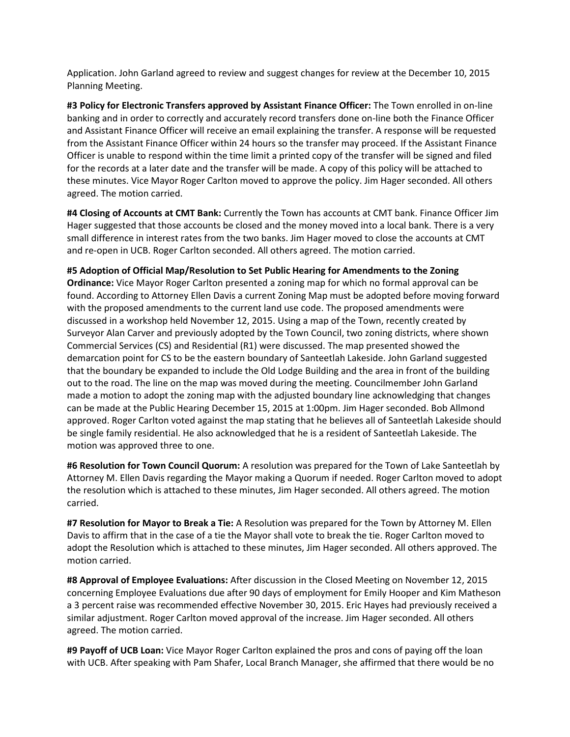Application. John Garland agreed to review and suggest changes for review at the December 10, 2015 Planning Meeting.

**#3 Policy for Electronic Transfers approved by Assistant Finance Officer:** The Town enrolled in on-line banking and in order to correctly and accurately record transfers done on-line both the Finance Officer and Assistant Finance Officer will receive an email explaining the transfer. A response will be requested from the Assistant Finance Officer within 24 hours so the transfer may proceed. If the Assistant Finance Officer is unable to respond within the time limit a printed copy of the transfer will be signed and filed for the records at a later date and the transfer will be made. A copy of this policy will be attached to these minutes. Vice Mayor Roger Carlton moved to approve the policy. Jim Hager seconded. All others agreed. The motion carried.

**#4 Closing of Accounts at CMT Bank:** Currently the Town has accounts at CMT bank. Finance Officer Jim Hager suggested that those accounts be closed and the money moved into a local bank. There is a very small difference in interest rates from the two banks. Jim Hager moved to close the accounts at CMT and re-open in UCB. Roger Carlton seconded. All others agreed. The motion carried.

**#5 Adoption of Official Map/Resolution to Set Public Hearing for Amendments to the Zoning Ordinance:** Vice Mayor Roger Carlton presented a zoning map for which no formal approval can be found. According to Attorney Ellen Davis a current Zoning Map must be adopted before moving forward with the proposed amendments to the current land use code. The proposed amendments were discussed in a workshop held November 12, 2015. Using a map of the Town, recently created by Surveyor Alan Carver and previously adopted by the Town Council, two zoning districts, where shown Commercial Services (CS) and Residential (R1) were discussed. The map presented showed the demarcation point for CS to be the eastern boundary of Santeetlah Lakeside. John Garland suggested that the boundary be expanded to include the Old Lodge Building and the area in front of the building out to the road. The line on the map was moved during the meeting. Councilmember John Garland made a motion to adopt the zoning map with the adjusted boundary line acknowledging that changes can be made at the Public Hearing December 15, 2015 at 1:00pm. Jim Hager seconded. Bob Allmond approved. Roger Carlton voted against the map stating that he believes all of Santeetlah Lakeside should be single family residential. He also acknowledged that he is a resident of Santeetlah Lakeside. The motion was approved three to one.

**#6 Resolution for Town Council Quorum:** A resolution was prepared for the Town of Lake Santeetlah by Attorney M. Ellen Davis regarding the Mayor making a Quorum if needed. Roger Carlton moved to adopt the resolution which is attached to these minutes, Jim Hager seconded. All others agreed. The motion carried.

**#7 Resolution for Mayor to Break a Tie:** A Resolution was prepared for the Town by Attorney M. Ellen Davis to affirm that in the case of a tie the Mayor shall vote to break the tie. Roger Carlton moved to adopt the Resolution which is attached to these minutes, Jim Hager seconded. All others approved. The motion carried.

**#8 Approval of Employee Evaluations:** After discussion in the Closed Meeting on November 12, 2015 concerning Employee Evaluations due after 90 days of employment for Emily Hooper and Kim Matheson a 3 percent raise was recommended effective November 30, 2015. Eric Hayes had previously received a similar adjustment. Roger Carlton moved approval of the increase. Jim Hager seconded. All others agreed. The motion carried.

**#9 Payoff of UCB Loan:** Vice Mayor Roger Carlton explained the pros and cons of paying off the loan with UCB. After speaking with Pam Shafer, Local Branch Manager, she affirmed that there would be no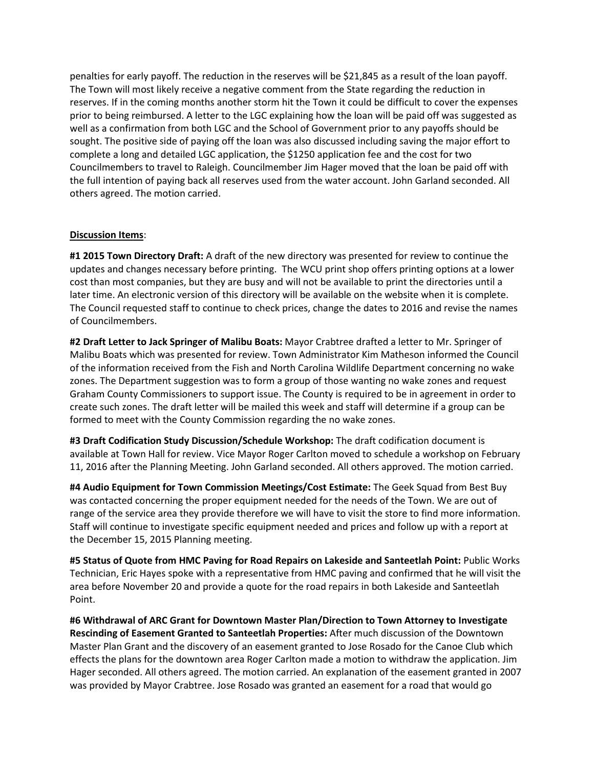penalties for early payoff. The reduction in the reserves will be $21,845 as a result of the loan payoff. The Town will most likely receive a negative comment from the State regarding the reduction in reserves. If in the coming months another storm hit the Town it could be difficult to cover the expenses prior to being reimbursed. A letter to the LGC explaining how the loan will be paid off was suggested as well as a confirmation from both LGC and the School of Government prior to any payoffs should be sought. The positive side of paying off the loan was also discussed including saving the major effort to complete a long and detailed LGC application, the $1250 application fee and the cost for two Councilmembers to travel to Raleigh. Councilmember Jim Hager moved that the loan be paid off with the full intention of paying back all reserves used from the water account. John Garland seconded. All others agreed. The motion carried.

**Discussion Items**:

**#1 2015 Town Directory Draft:** A draft of the new directory was presented for review to continue the updates and changes necessary before printing. The WCU print shop offers printing options at a lower cost than most companies, but they are busy and will not be available to print the directories until a later time. An electronic version of this directory will be available on the website when it is complete. The Council requested staff to continue to check prices, change the dates to 2016 and revise the names of Councilmembers.

**#2 Draft Letter to Jack Springer of Malibu Boats:** Mayor Crabtree drafted a letter to Mr. Springer of Malibu Boats which was presented for review. Town Administrator Kim Matheson informed the Council of the information received from the Fish and North Carolina Wildlife Department concerning no wake zones. The Department suggestion was to form a group of those wanting no wake zones and request Graham County Commissioners to support issue. The County is required to be in agreement in order to create such zones. The draft letter will be mailed this week and staff will determine if a group can be formed to meet with the County Commission regarding the no wake zones.

**#3 Draft Codification Study Discussion/Schedule Workshop:** The draft codification document is available at Town Hall for review. Vice Mayor Roger Carlton moved to schedule a workshop on February 11, 2016 after the Planning Meeting. John Garland seconded. All others approved. The motion carried.

**#4 Audio Equipment for Town Commission Meetings/Cost Estimate:** The Geek Squad from Best Buy was contacted concerning the proper equipment needed for the needs of the Town. We are out of range of the service area they provide therefore we will have to visit the store to find more information. Staff will continue to investigate specific equipment needed and prices and follow up with a report at the December 15, 2015 Planning meeting.

**#5 Status of Quote from HMC Paving for Road Repairs on Lakeside and Santeetlah Point:** Public Works Technician, Eric Hayes spoke with a representative from HMC paving and confirmed that he will visit the area before November 20 and provide a quote for the road repairs in both Lakeside and Santeetlah Point.

**#6 Withdrawal of ARC Grant for Downtown Master Plan/Direction to Town Attorney to Investigate Rescinding of Easement Granted to Santeetlah Properties:** After much discussion of the Downtown Master Plan Grant and the discovery of an easement granted to Jose Rosado for the Canoe Club which effects the plans for the downtown area Roger Carlton made a motion to withdraw the application. Jim Hager seconded. All others agreed. The motion carried. An explanation of the easement granted in 2007 was provided by Mayor Crabtree. Jose Rosado was granted an easement for a road that would go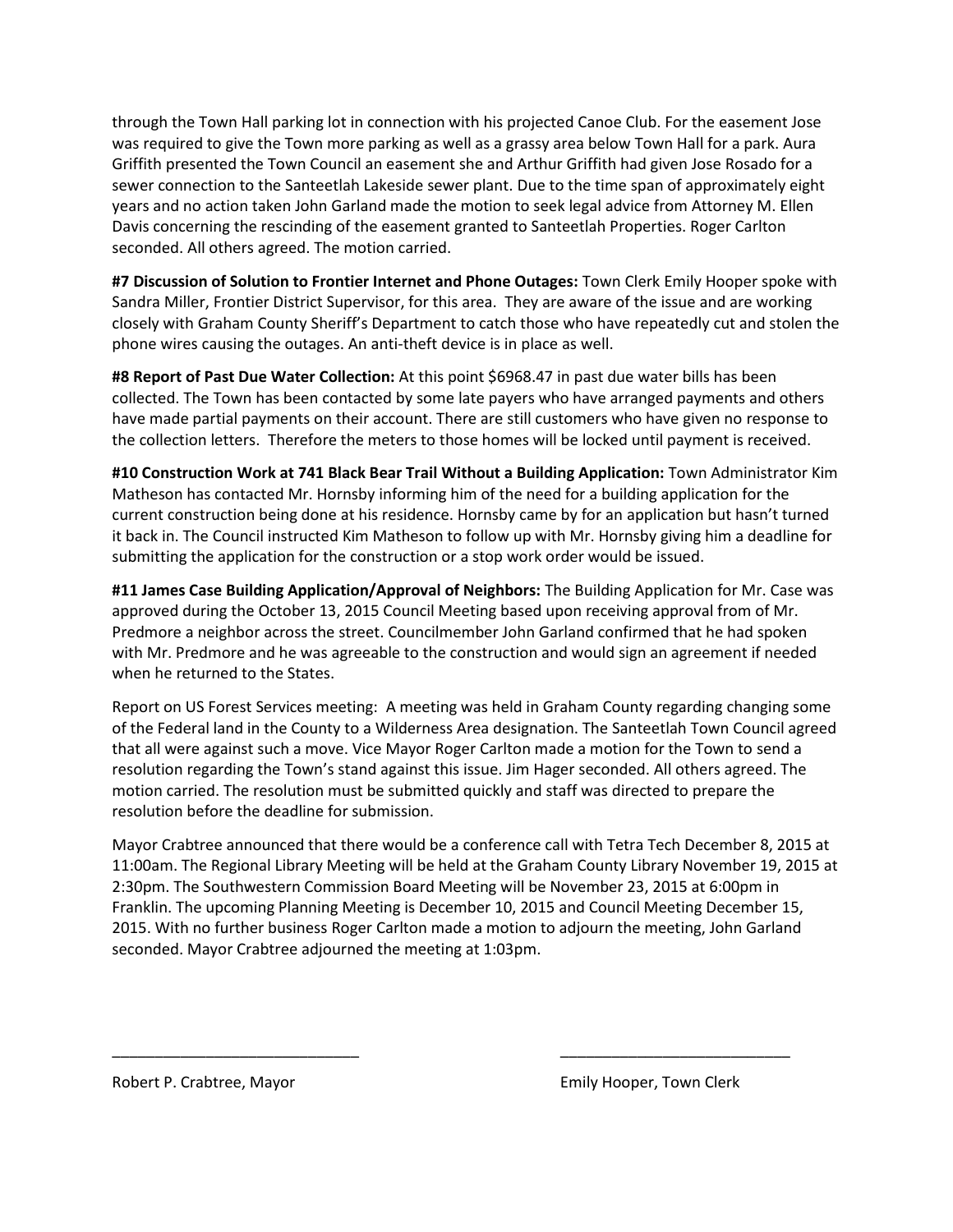through the Town Hall parking lot in connection with his projected Canoe Club. For the easement Jose was required to give the Town more parking as well as a grassy area below Town Hall for a park. Aura Griffith presented the Town Council an easement she and Arthur Griffith had given Jose Rosado for a sewer connection to the Santeetlah Lakeside sewer plant. Due to the time span of approximately eight years and no action taken John Garland made the motion to seek legal advice from Attorney M. Ellen Davis concerning the rescinding of the easement granted to Santeetlah Properties. Roger Carlton seconded. All others agreed. The motion carried.

**#7 Discussion of Solution to Frontier Internet and Phone Outages:** Town Clerk Emily Hooper spoke with Sandra Miller, Frontier District Supervisor, for this area. They are aware of the issue and are working closely with Graham County Sheriff's Department to catch those who have repeatedly cut and stolen the phone wires causing the outages. An anti-theft device is in place as well.

**#8 Report of Past Due Water Collection:** At this point $6968.47 in past due water bills has been collected. The Town has been contacted by some late payers who have arranged payments and others have made partial payments on their account. There are still customers who have given no response to the collection letters. Therefore the meters to those homes will be locked until payment is received.

**#10 Construction Work at 741 Black Bear Trail Without a Building Application:** Town Administrator Kim Matheson has contacted Mr. Hornsby informing him of the need for a building application for the current construction being done at his residence. Hornsby came by for an application but hasn't turned it back in. The Council instructed Kim Matheson to follow up with Mr. Hornsby giving him a deadline for submitting the application for the construction or a stop work order would be issued.

**#11 James Case Building Application/Approval of Neighbors:** The Building Application for Mr. Case was approved during the October 13, 2015 Council Meeting based upon receiving approval from of Mr. Predmore a neighbor across the street. Councilmember John Garland confirmed that he had spoken with Mr. Predmore and he was agreeable to the construction and would sign an agreement if needed when he returned to the States.

Report on US Forest Services meeting: A meeting was held in Graham County regarding changing some of the Federal land in the County to a Wilderness Area designation. The Santeetlah Town Council agreed that all were against such a move. Vice Mayor Roger Carlton made a motion for the Town to send a resolution regarding the Town's stand against this issue. Jim Hager seconded. All others agreed. The motion carried. The resolution must be submitted quickly and staff was directed to prepare the resolution before the deadline for submission.

Mayor Crabtree announced that there would be a conference call with Tetra Tech December 8, 2015 at 11:00am. The Regional Library Meeting will be held at the Graham County Library November 19, 2015 at 2:30pm. The Southwestern Commission Board Meeting will be November 23, 2015 at 6:00pm in Franklin. The upcoming Planning Meeting is December 10, 2015 and Council Meeting December 15, 2015. With no further business Roger Carlton made a motion to adjourn the meeting, John Garland seconded. Mayor Crabtree adjourned the meeting at 1:03pm.

_____________________________ 

Robert P. Crabtree, Mayor

_____________________________ 

Emily Hooper, Town Clerk